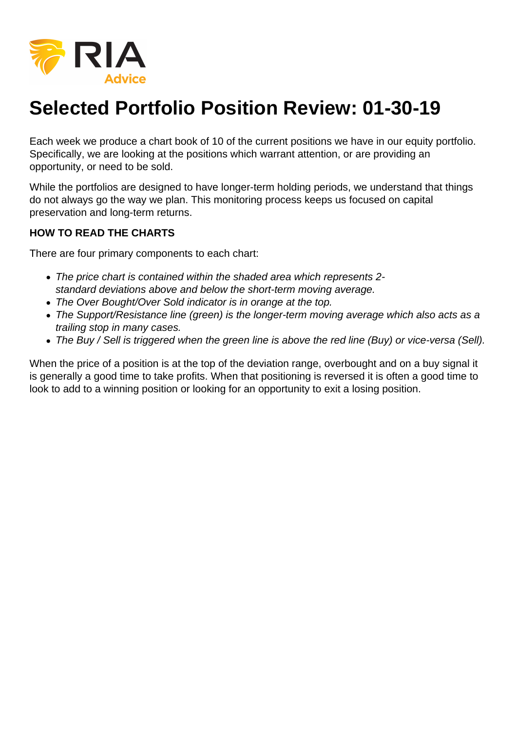# Selected Portfolio Position Review: 01-30-19

Each week we produce a chart book of 10 of the current positions we have in our equity portfolio. Specifically, we are looking at the positions which warrant attention, or are providing an opportunity, or need to be sold.

While the portfolios are designed to have longer-term holding periods, we understand that things do not always go the way we plan. This monitoring process keeps us focused on capital preservation and long-term returns.

**HOW TO READ THE CHARTS**

There are four primary components to each chart:

- *The price chart is contained within the shaded area which represents 2-standard deviations above and below the short-term moving average.*
- *The Over Bought/Over Sold indicator is in orange at the top.*
- *The Support/Resistance line (green) is the longer-term moving average which also acts as a trailing stop in many cases.*
- *The Buy / Sell is triggered when the green line is above the red line (Buy) or vice-versa (Sell).*

When the price of a position is at the top of the deviation range, overbought and on a buy signal it is generally a good time to take profits. When that positioning is reversed it is often a good time to look to add to a winning position or looking for an opportunity to exit a losing position.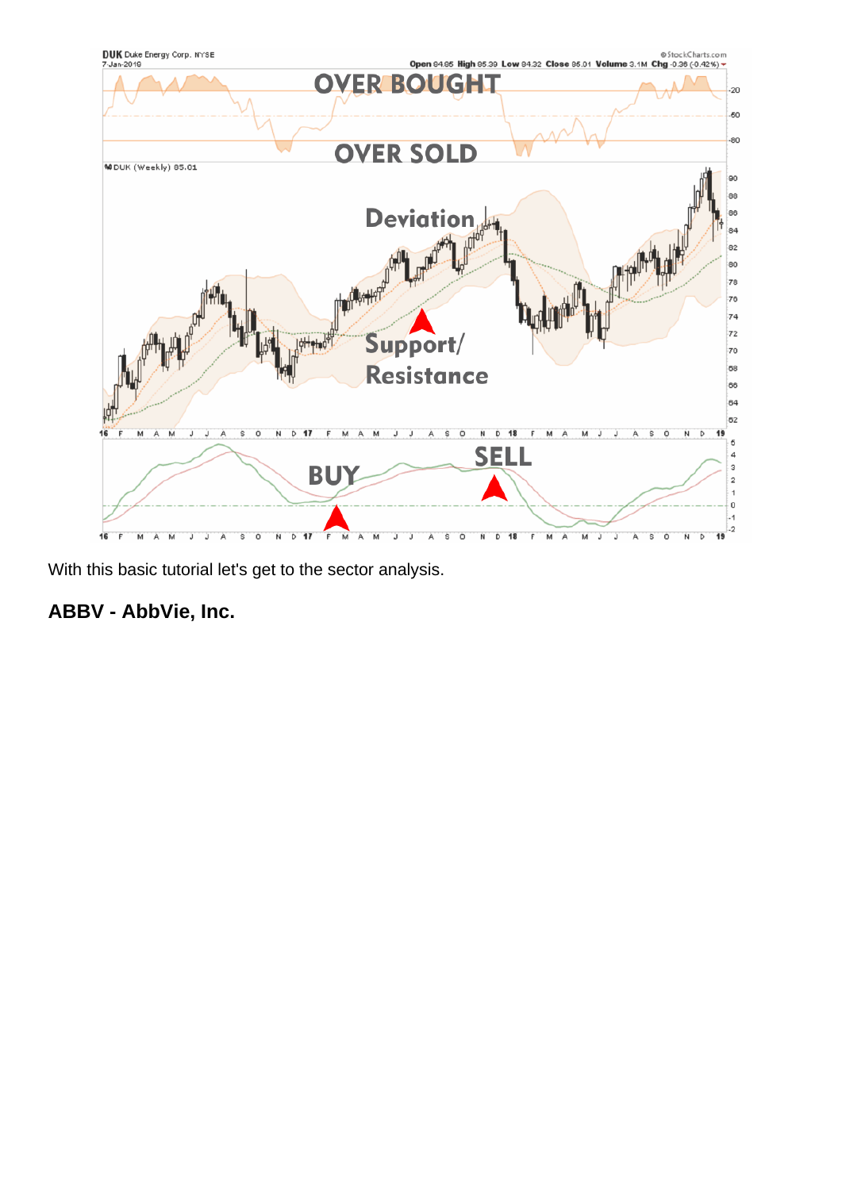With this basic tutorial let's get to the sector analysis.

**ABBV - AbbVie, Inc.**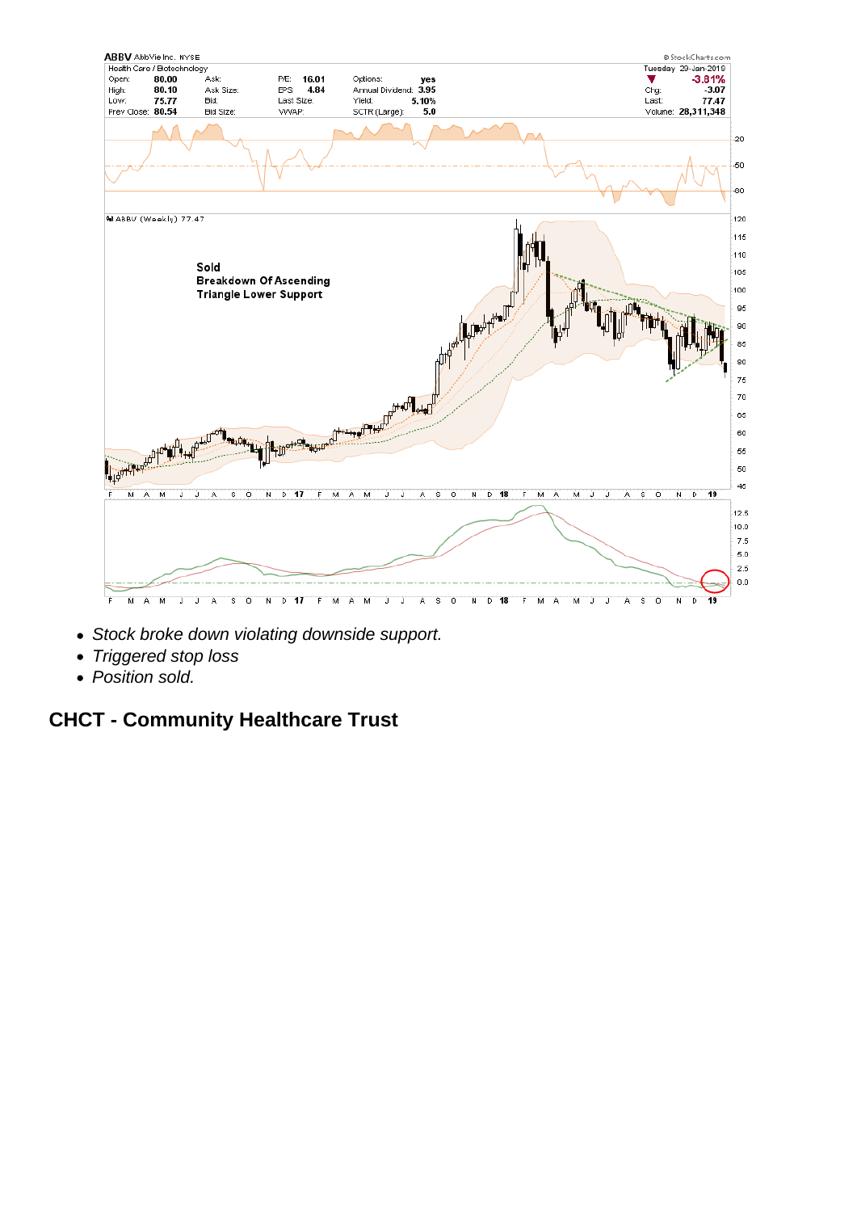- *Stock broke down violating downside support.*
- *Triggered stop loss*
- *Position sold.*

## CHCT - Community Healthcare Trust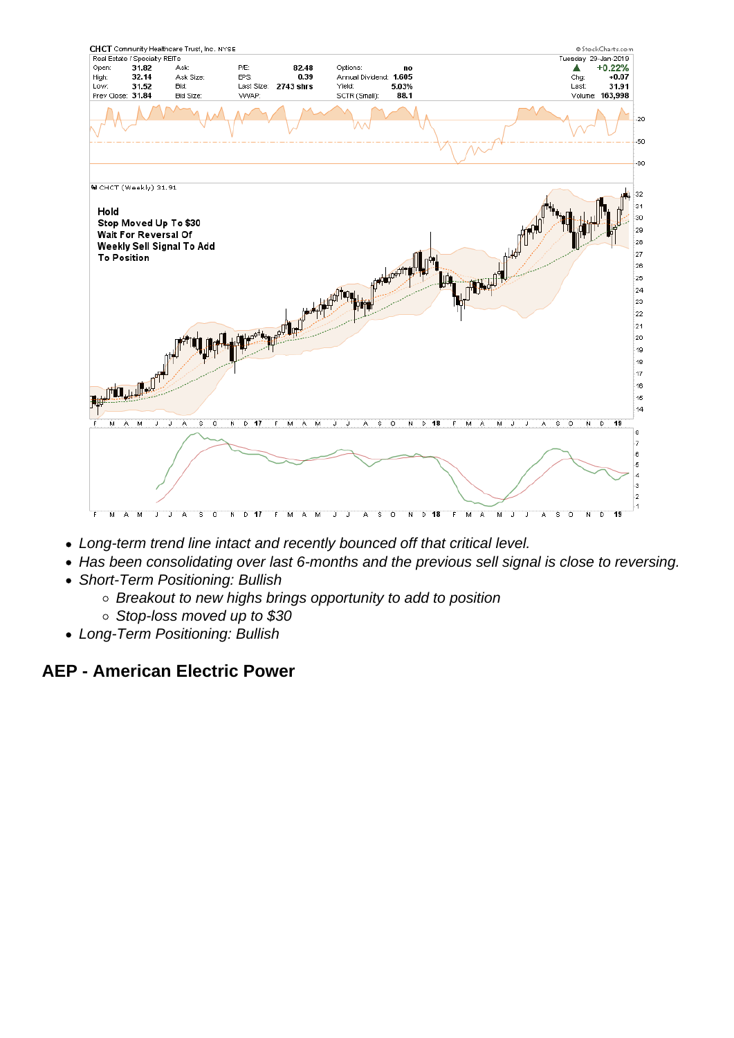- Long-term trend line intact and recently bounced off that critical level.
- Has been consolidating over last 6-months and the previous sell signal is close to reversing.
- Short-Term Positioning: Bullish
    - Breakout to new highs brings opportunity to add to position
    - Stop-loss moved up to $30
- Long-Term Positioning: Bullish

## AEP - American Electric Power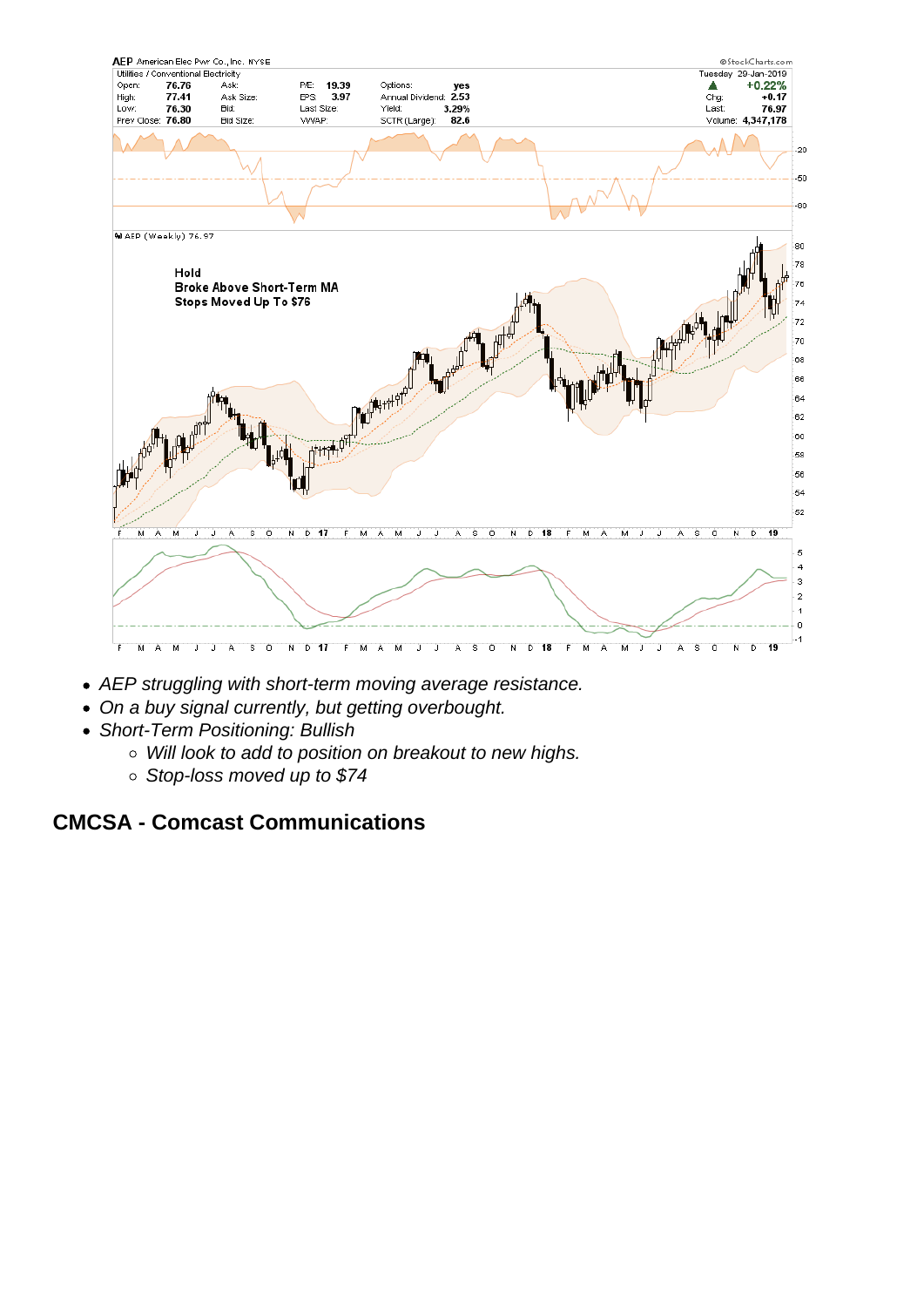- AEP struggling with short-term moving average resistance.
- On a buy signal currently, but getting overbought.
- Short-Term Positioning: Bullish
  - Will look to add to position on breakout to new highs.
  - Stop-loss moved up to $74

## CMCSA - Comcast Communications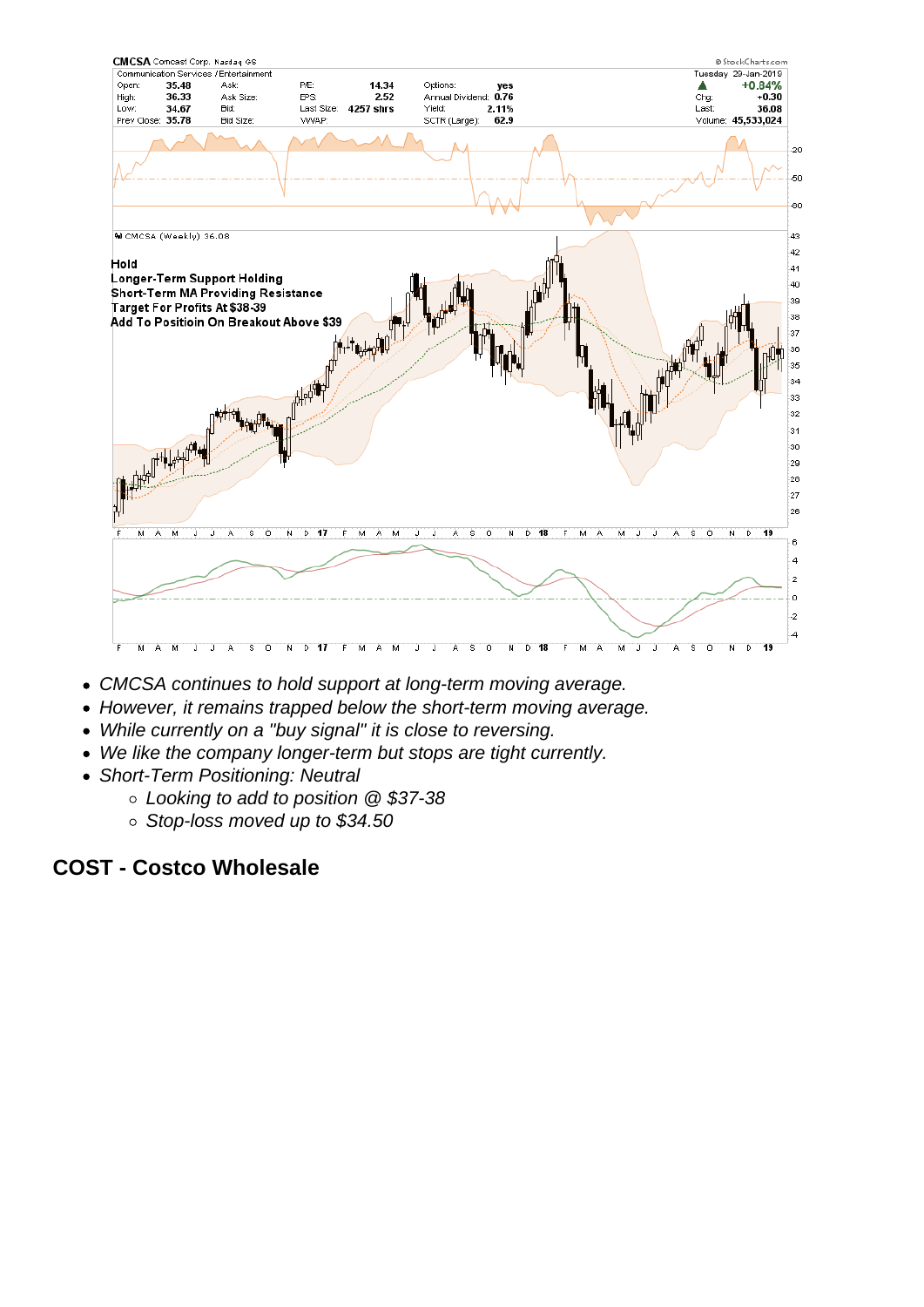- CMCSA continues to hold support at long-term moving average.
- However, it remains trapped below the short-term moving average.
- While currently on a "buy signal" it is close to reversing.
- We like the company longer-term but stops are tight currently.
- Short-Term Positioning: Neutral
  - Looking to add to position @ $37-38
  - Stop-loss moved up to $34.50

## COST - Costco Wholesale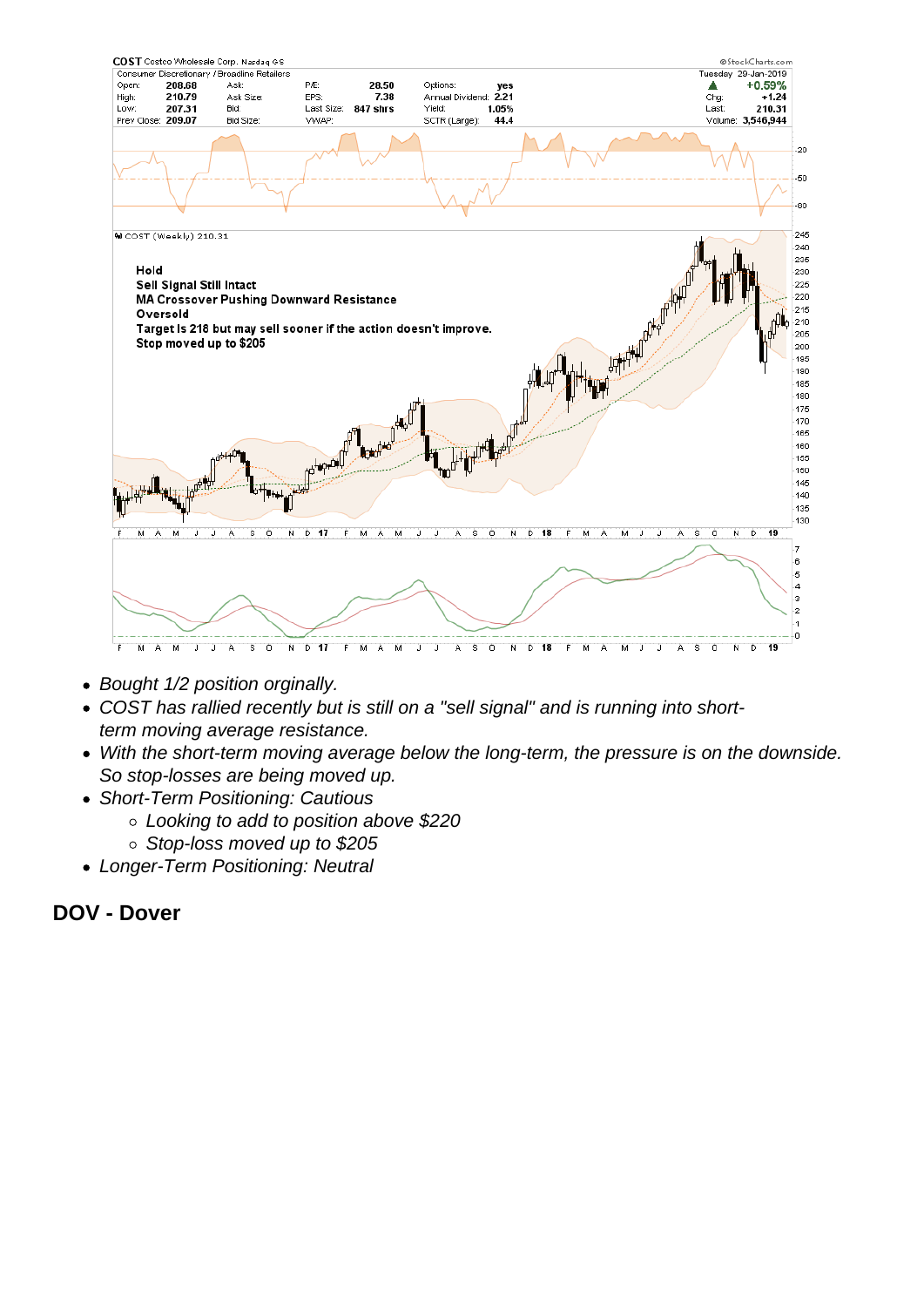- *Bought 1/2 position orginally.*
- *COST has rallied recently but is still on a "sell signal" and is running into short-term moving average resistance.*
- *With the short-term moving average below the long-term, the pressure is on the downside. So stop-losses are being moved up.*
- *Short-Term Positioning: Cautious*
    - *Looking to add to position above $220*
    - *Stop-loss moved up to $205*
- *Longer-Term Positioning: Neutral*

## DOV - Dover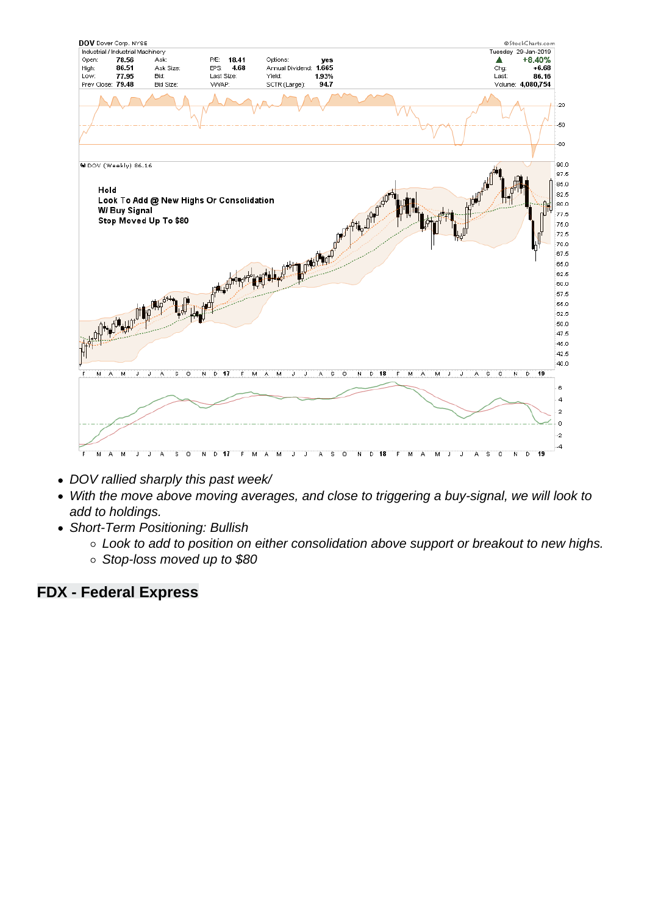- DOV rallied sharply this past week/
- With the move above moving averages, and close to triggering a buy-signal, we will look to add to holdings.
- Short-Term Positioning: Bullish
    - Look to add to position on either consolidation above support or breakout to new highs.
    - Stop-loss moved up to $80

## FDX - Federal Express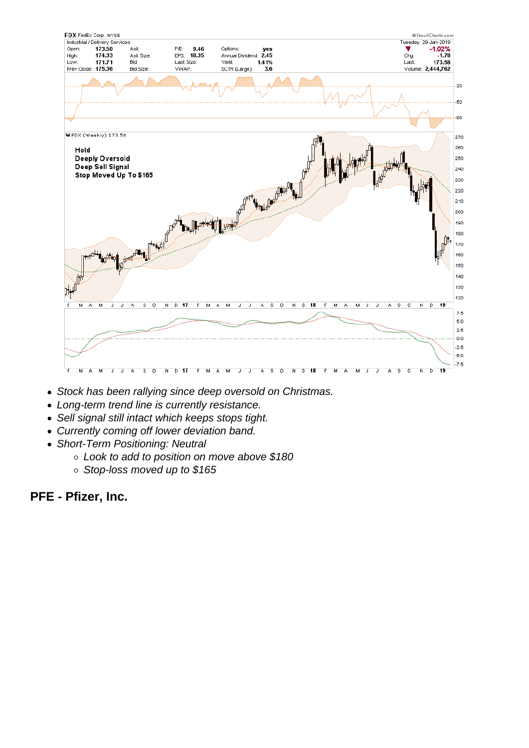- Stock has been rallying since deep oversold on Christmas.
- Long-term trend line is currently resistance.
- Sell signal still intact which keeps stops tight.
- Currently coming off lower deviation band.
- Short-Term Positioning: Neutral
    - Look to add to position on move above $180
    - Stop-loss moved up to $165

## PFE - Pfizer, Inc.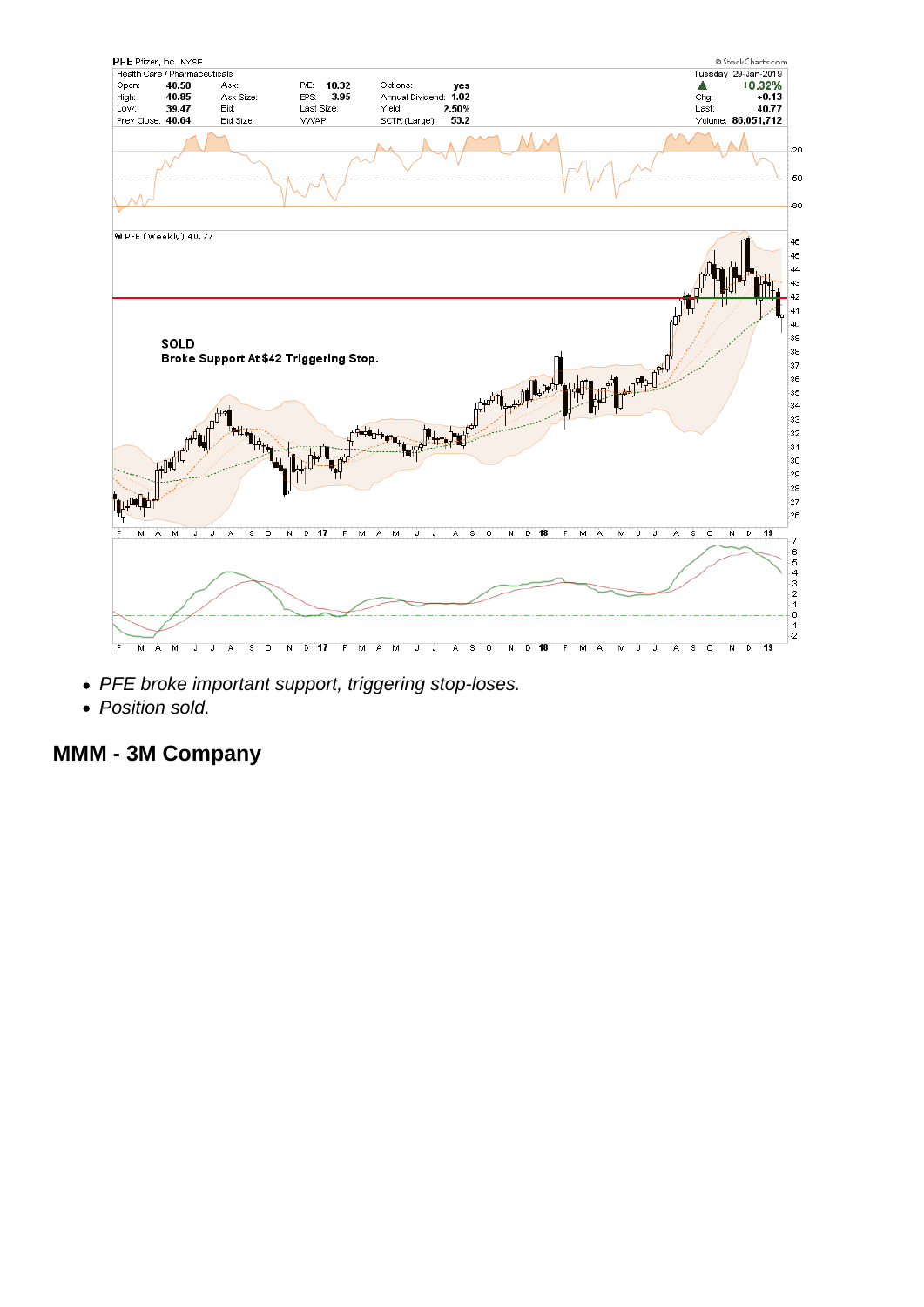- *PFE broke important support, triggering stop-loses.*
- *Position sold.*

## MMM - 3M Company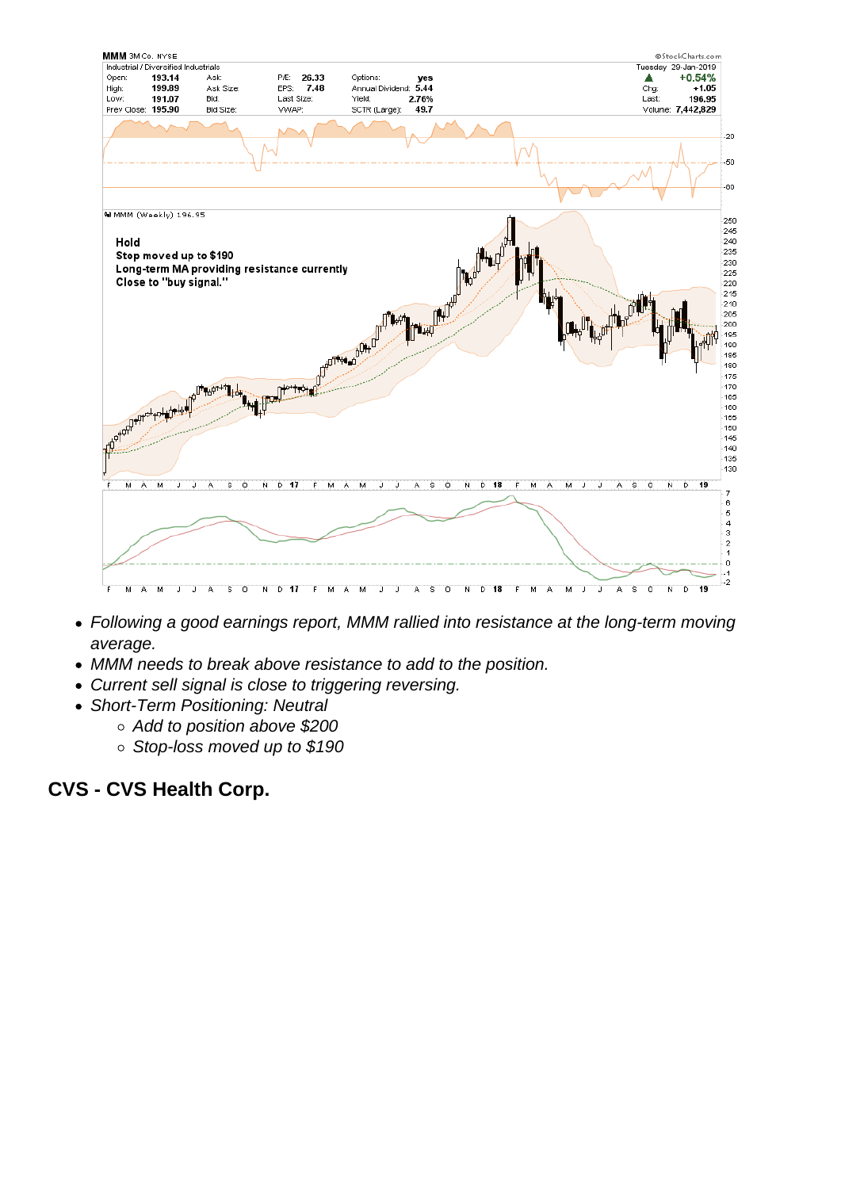- *Following a good earnings report, MMM rallied into resistance at the long-term moving average.*
- *MMM needs to break above resistance to add to the position.*
- *Current sell signal is close to triggering reversing.*
- *Short-Term Positioning: Neutral*
    - *Add to position above $200*
    - *Stop-loss moved up to $190*

## CVS - CVS Health Corp.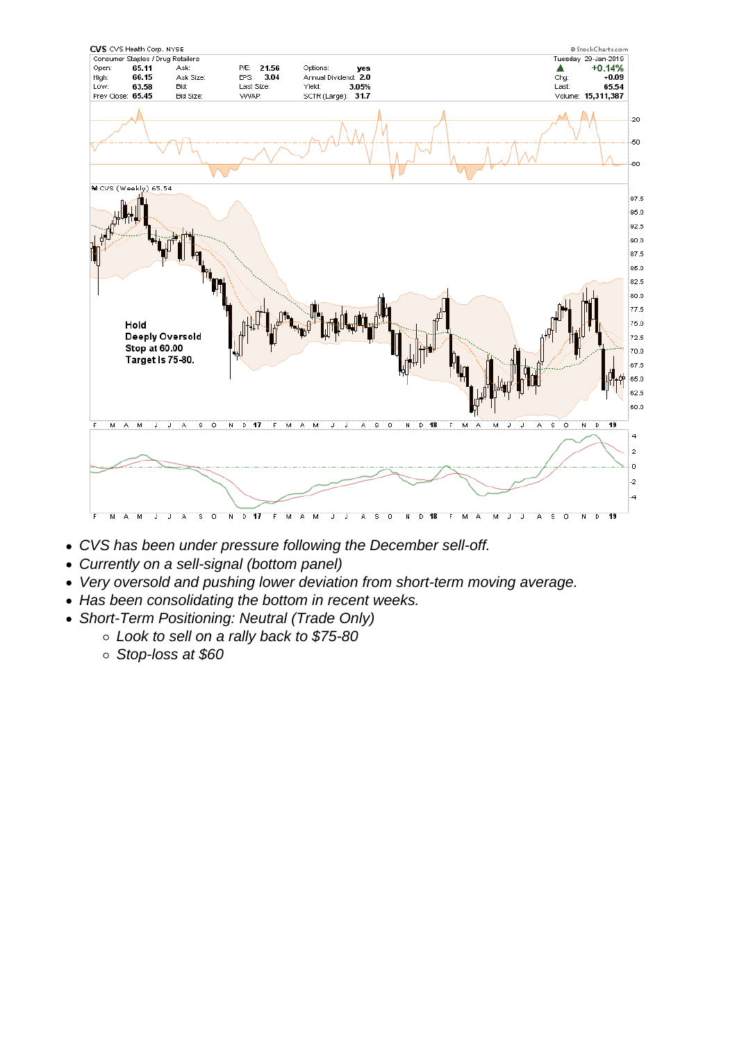CVS CVS Health Corp. NYSE
Consumer Staples / Drug Retailers
Open: 65.11 High: 66.15 Low: 63.58 Prev Close: 65.45
Ask: Ask Size: Bid: Bid Size:
P/E: 21.56 EPS: 3.04 Last Size: VWAP:
Options: yes Annual Dividend: 2.0 Yield: 3.05% SCTR (Large): 31.7
© StockCharts.com
Tuesday 29-Jan-2019
+0.14%
Chg: +0.09
Last: 65.54
Volume: 15,311,387

CVS (Weekly) 65.54

Hold
Deeply Oversold
Stop at 60.00
Target Is 75-80.

- *CVS has been under pressure following the December sell-off.*
- *Currently on a sell-signal (bottom panel)*
- *Very oversold and pushing lower deviation from short-term moving average.*
- *Has been consolidating the bottom in recent weeks.*
- *Short-Term Positioning: Neutral (Trade Only)*
  - *Look to sell on a rally back to $75-80*
  - *Stop-loss at $60*